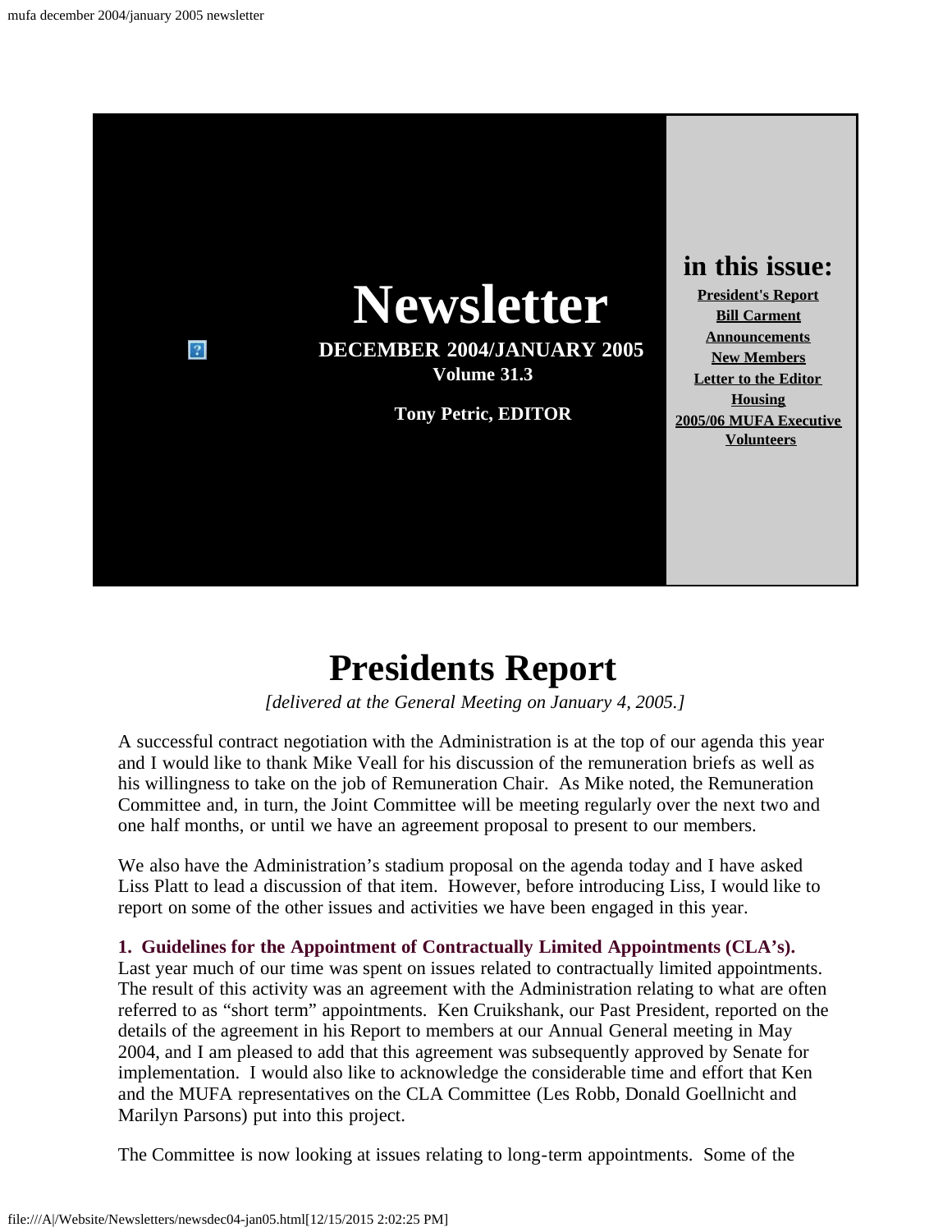# Newsletter

**DECEMBER 2004/JANUARY 2005**
**Volume 31.3**

**Tony Petric, EDITOR**

## in this issue:

- **President's Report**
- **Bill Carment**
- **Announcements**
- **New Members**
- **Letter to the Editor**
- **Housing**
- **2005/06 MUFA Executive**
- **Volunteers**

# Presidents Report

*[delivered at the General Meeting on January 4, 2005.]*

A successful contract negotiation with the Administration is at the top of our agenda this year and I would like to thank Mike Veall for his discussion of the remuneration briefs as well as his willingness to take on the job of Remuneration Chair. As Mike noted, the Remuneration Committee and, in turn, the Joint Committee will be meeting regularly over the next two and one half months, or until we have an agreement proposal to present to our members.

We also have the Administration's stadium proposal on the agenda today and I have asked Liss Platt to lead a discussion of that item. However, before introducing Liss, I would like to report on some of the other issues and activities we have been engaged in this year.

**1. Guidelines for the Appointment of Contractually Limited Appointments (CLA's).**
Last year much of our time was spent on issues related to contractually limited appointments. The result of this activity was an agreement with the Administration relating to what are often referred to as "short term" appointments. Ken Cruikshank, our Past President, reported on the details of the agreement in his Report to members at our Annual General meeting in May 2004, and I am pleased to add that this agreement was subsequently approved by Senate for implementation. I would also like to acknowledge the considerable time and effort that Ken and the MUFA representatives on the CLA Committee (Les Robb, Donald Goellnicht and Marilyn Parsons) put into this project.

The Committee is now looking at issues relating to long-term appointments. Some of the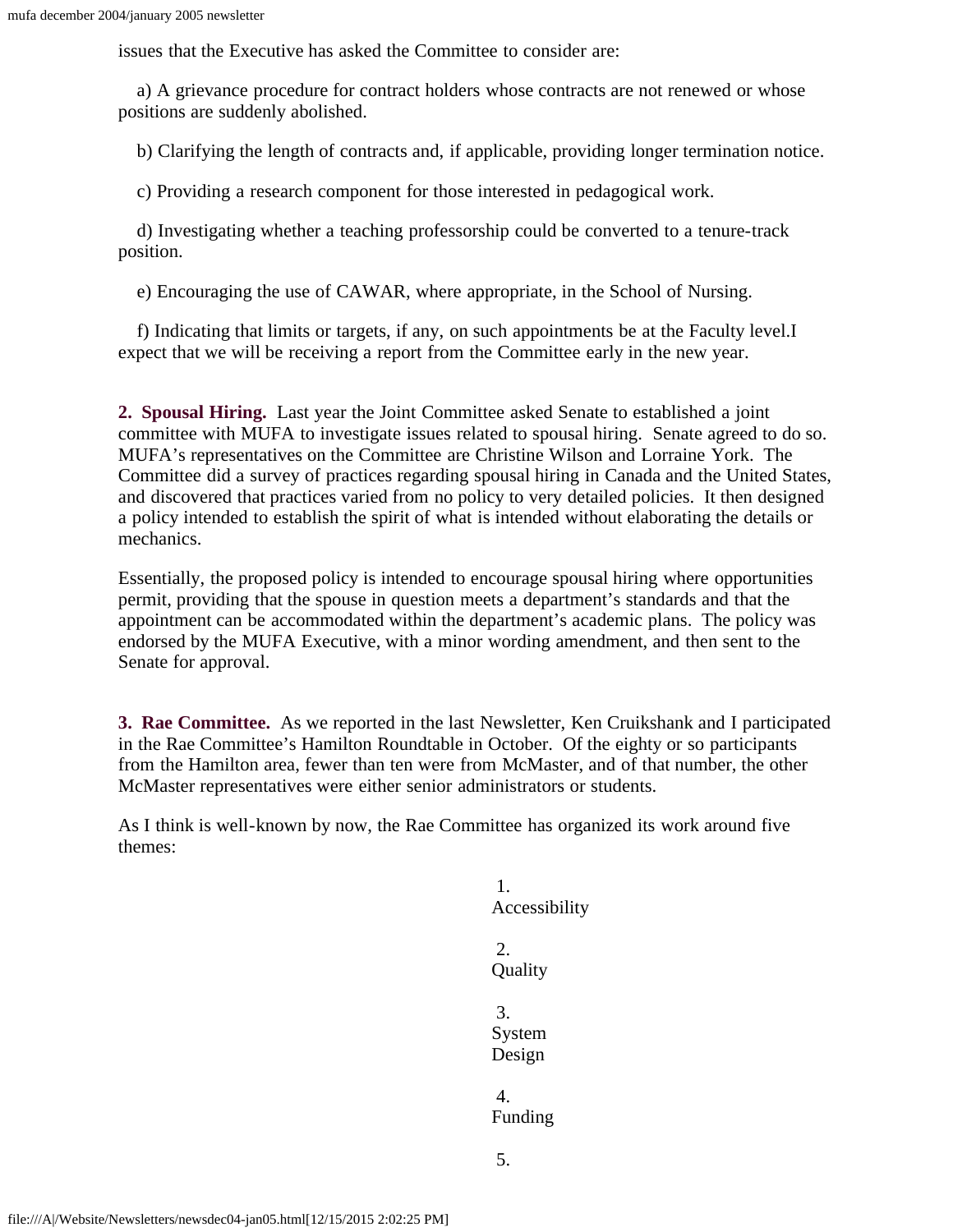issues that the Executive has asked the Committee to consider are:

a) A grievance procedure for contract holders whose contracts are not renewed or whose positions are suddenly abolished.

b) Clarifying the length of contracts and, if applicable, providing longer termination notice.

c) Providing a research component for those interested in pedagogical work.

d) Investigating whether a teaching professorship could be converted to a tenure-track position.

e) Encouraging the use of CAWAR, where appropriate, in the School of Nursing.

f) Indicating that limits or targets, if any, on such appointments be at the Faculty level.I expect that we will be receiving a report from the Committee early in the new year.

**2. Spousal Hiring.** Last year the Joint Committee asked Senate to established a joint committee with MUFA to investigate issues related to spousal hiring. Senate agreed to do so. MUFA's representatives on the Committee are Christine Wilson and Lorraine York. The Committee did a survey of practices regarding spousal hiring in Canada and the United States, and discovered that practices varied from no policy to very detailed policies. It then designed a policy intended to establish the spirit of what is intended without elaborating the details or mechanics.

Essentially, the proposed policy is intended to encourage spousal hiring where opportunities permit, providing that the spouse in question meets a department's standards and that the appointment can be accommodated within the department's academic plans. The policy was endorsed by the MUFA Executive, with a minor wording amendment, and then sent to the Senate for approval.

**3. Rae Committee.** As we reported in the last Newsletter, Ken Cruikshank and I participated in the Rae Committee's Hamilton Roundtable in October. Of the eighty or so participants from the Hamilton area, fewer than ten were from McMaster, and of that number, the other McMaster representatives were either senior administrators or students.

As I think is well-known by now, the Rae Committee has organized its work around five themes:

1. Accessibility
2. Quality
3. System Design
4. Funding
5.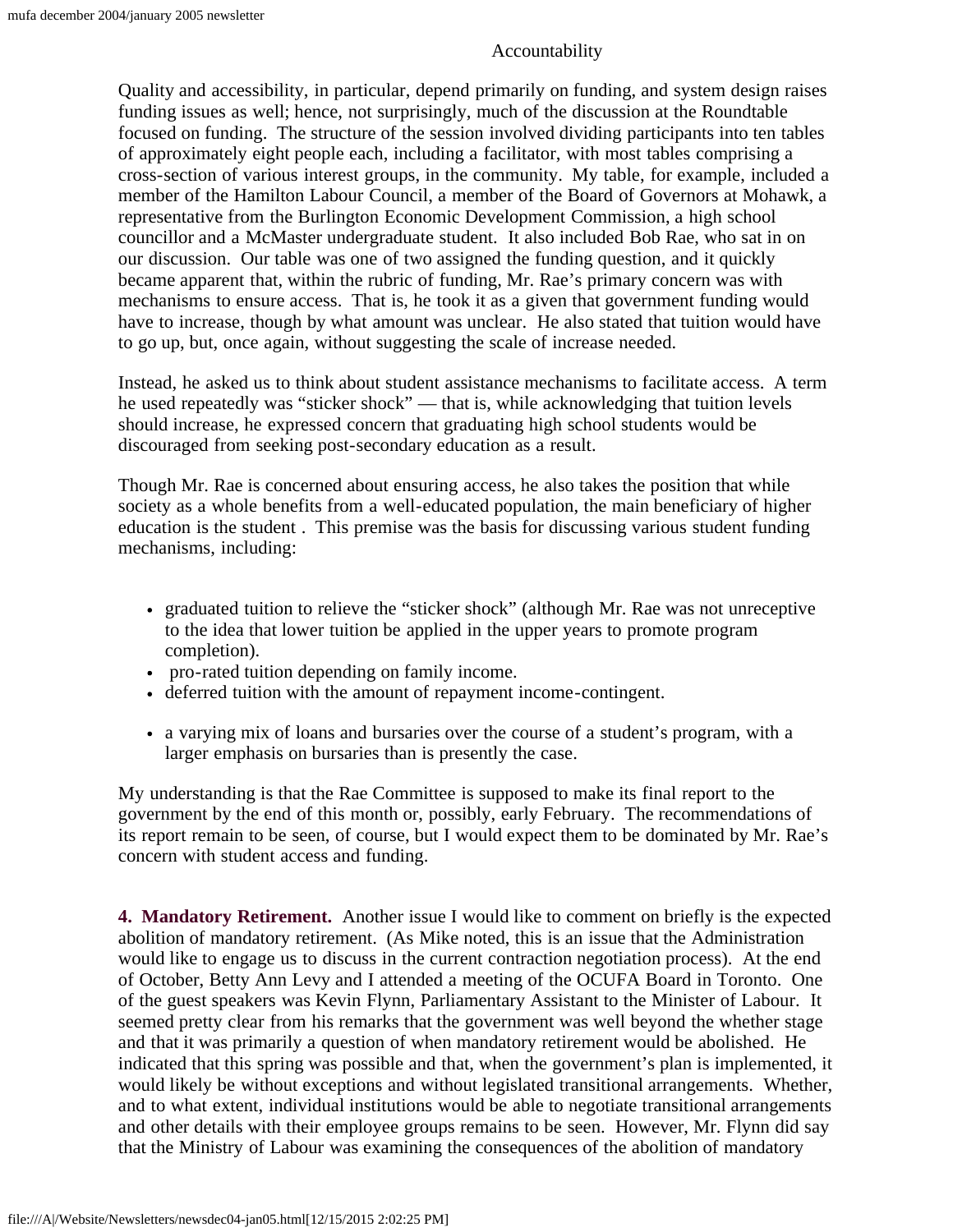Accountability

Quality and accessibility, in particular, depend primarily on funding, and system design raises funding issues as well; hence, not surprisingly, much of the discussion at the Roundtable focused on funding. The structure of the session involved dividing participants into ten tables of approximately eight people each, including a facilitator, with most tables comprising a cross-section of various interest groups, in the community. My table, for example, included a member of the Hamilton Labour Council, a member of the Board of Governors at Mohawk, a representative from the Burlington Economic Development Commission, a high school councillor and a McMaster undergraduate student. It also included Bob Rae, who sat in on our discussion. Our table was one of two assigned the funding question, and it quickly became apparent that, within the rubric of funding, Mr. Rae's primary concern was with mechanisms to ensure access. That is, he took it as a given that government funding would have to increase, though by what amount was unclear. He also stated that tuition would have to go up, but, once again, without suggesting the scale of increase needed.

Instead, he asked us to think about student assistance mechanisms to facilitate access. A term he used repeatedly was "sticker shock" — that is, while acknowledging that tuition levels should increase, he expressed concern that graduating high school students would be discouraged from seeking post-secondary education as a result.

Though Mr. Rae is concerned about ensuring access, he also takes the position that while society as a whole benefits from a well-educated population, the main beneficiary of higher education is the student . This premise was the basis for discussing various student funding mechanisms, including:

- graduated tuition to relieve the "sticker shock" (although Mr. Rae was not unreceptive to the idea that lower tuition be applied in the upper years to promote program completion).
- pro-rated tuition depending on family income.
- deferred tuition with the amount of repayment income-contingent.
- a varying mix of loans and bursaries over the course of a student's program, with a larger emphasis on bursaries than is presently the case.

My understanding is that the Rae Committee is supposed to make its final report to the government by the end of this month or, possibly, early February. The recommendations of its report remain to be seen, of course, but I would expect them to be dominated by Mr. Rae's concern with student access and funding.

**4. Mandatory Retirement.** Another issue I would like to comment on briefly is the expected abolition of mandatory retirement. (As Mike noted, this is an issue that the Administration would like to engage us to discuss in the current contraction negotiation process). At the end of October, Betty Ann Levy and I attended a meeting of the OCUFA Board in Toronto. One of the guest speakers was Kevin Flynn, Parliamentary Assistant to the Minister of Labour. It seemed pretty clear from his remarks that the government was well beyond the whether stage and that it was primarily a question of when mandatory retirement would be abolished. He indicated that this spring was possible and that, when the government's plan is implemented, it would likely be without exceptions and without legislated transitional arrangements. Whether, and to what extent, individual institutions would be able to negotiate transitional arrangements and other details with their employee groups remains to be seen. However, Mr. Flynn did say that the Ministry of Labour was examining the consequences of the abolition of mandatory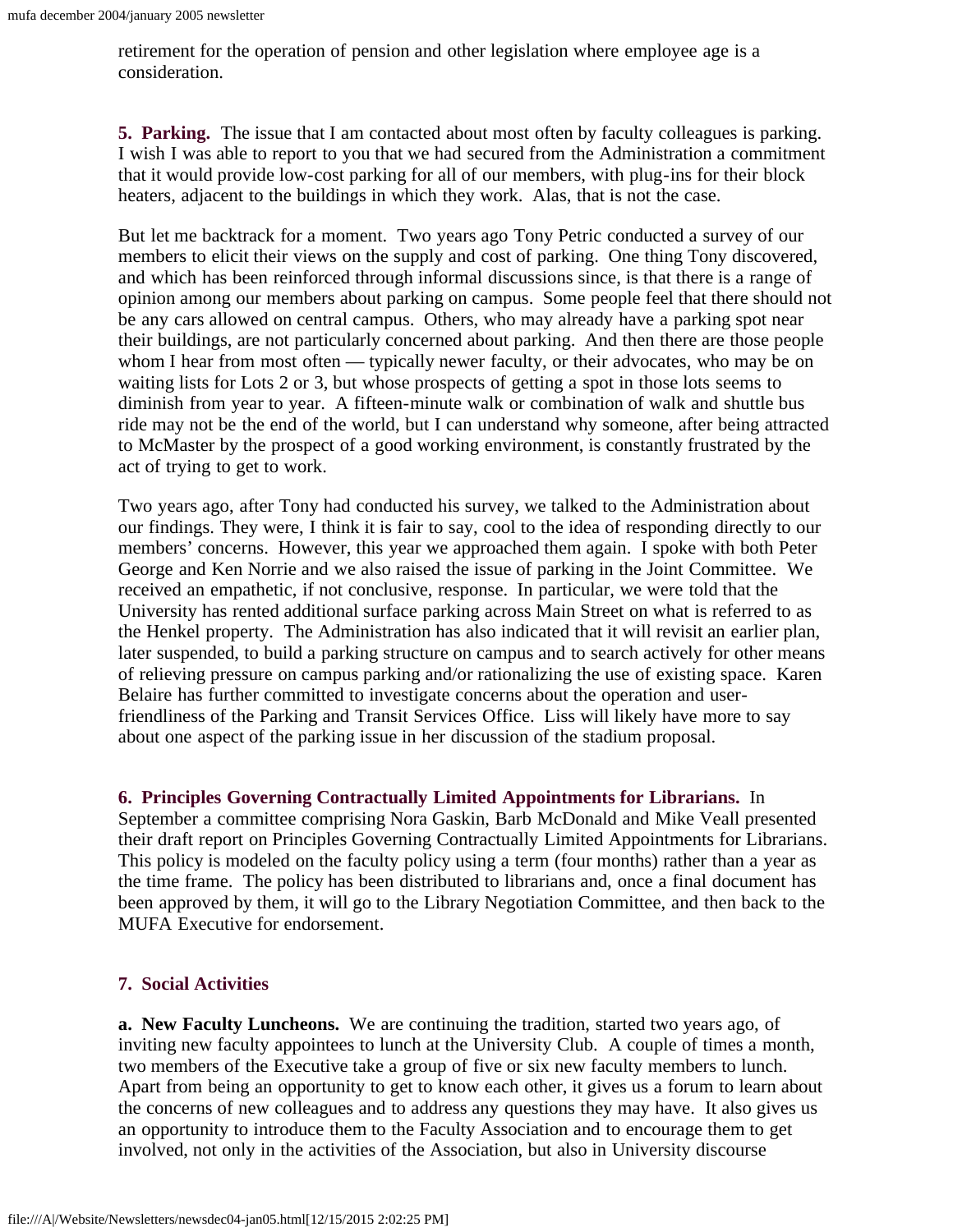retirement for the operation of pension and other legislation where employee age is a consideration.

**5. Parking.** The issue that I am contacted about most often by faculty colleagues is parking. I wish I was able to report to you that we had secured from the Administration a commitment that it would provide low-cost parking for all of our members, with plug-ins for their block heaters, adjacent to the buildings in which they work. Alas, that is not the case.

But let me backtrack for a moment. Two years ago Tony Petric conducted a survey of our members to elicit their views on the supply and cost of parking. One thing Tony discovered, and which has been reinforced through informal discussions since, is that there is a range of opinion among our members about parking on campus. Some people feel that there should not be any cars allowed on central campus. Others, who may already have a parking spot near their buildings, are not particularly concerned about parking. And then there are those people whom I hear from most often — typically newer faculty, or their advocates, who may be on waiting lists for Lots 2 or 3, but whose prospects of getting a spot in those lots seems to diminish from year to year. A fifteen-minute walk or combination of walk and shuttle bus ride may not be the end of the world, but I can understand why someone, after being attracted to McMaster by the prospect of a good working environment, is constantly frustrated by the act of trying to get to work.

Two years ago, after Tony had conducted his survey, we talked to the Administration about our findings. They were, I think it is fair to say, cool to the idea of responding directly to our members' concerns. However, this year we approached them again. I spoke with both Peter George and Ken Norrie and we also raised the issue of parking in the Joint Committee. We received an empathetic, if not conclusive, response. In particular, we were told that the University has rented additional surface parking across Main Street on what is referred to as the Henkel property. The Administration has also indicated that it will revisit an earlier plan, later suspended, to build a parking structure on campus and to search actively for other means of relieving pressure on campus parking and/or rationalizing the use of existing space. Karen Belaire has further committed to investigate concerns about the operation and user-friendliness of the Parking and Transit Services Office. Liss will likely have more to say about one aspect of the parking issue in her discussion of the stadium proposal.

**6. Principles Governing Contractually Limited Appointments for Librarians.** In September a committee comprising Nora Gaskin, Barb McDonald and Mike Veall presented their draft report on Principles Governing Contractually Limited Appointments for Librarians. This policy is modeled on the faculty policy using a term (four months) rather than a year as the time frame. The policy has been distributed to librarians and, once a final document has been approved by them, it will go to the Library Negotiation Committee, and then back to the MUFA Executive for endorsement.

**7. Social Activities**

**a. New Faculty Luncheons.** We are continuing the tradition, started two years ago, of inviting new faculty appointees to lunch at the University Club. A couple of times a month, two members of the Executive take a group of five or six new faculty members to lunch. Apart from being an opportunity to get to know each other, it gives us a forum to learn about the concerns of new colleagues and to address any questions they may have. It also gives us an opportunity to introduce them to the Faculty Association and to encourage them to get involved, not only in the activities of the Association, but also in University discourse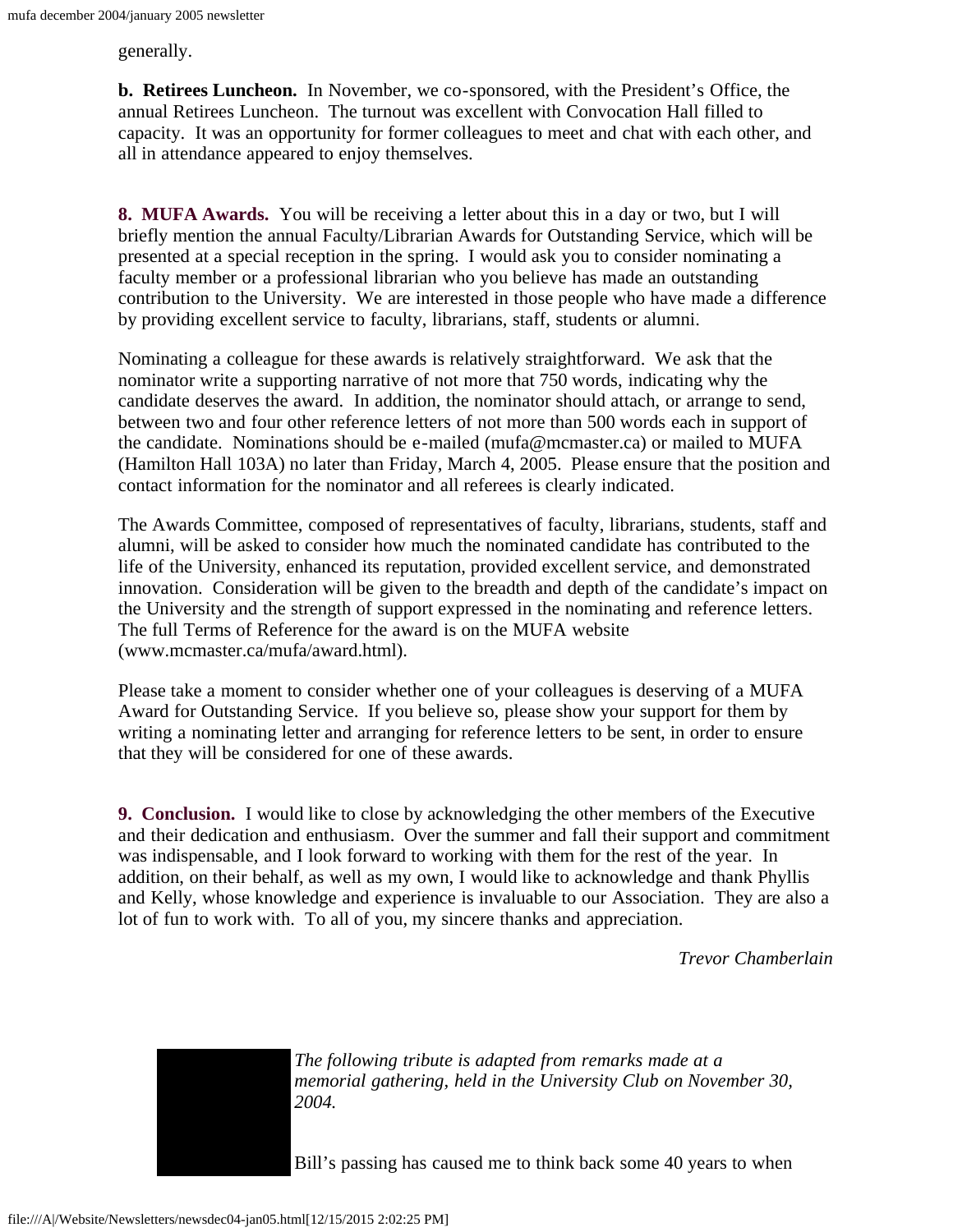generally.

**b. Retirees Luncheon.** In November, we co-sponsored, with the President's Office, the annual Retirees Luncheon. The turnout was excellent with Convocation Hall filled to capacity. It was an opportunity for former colleagues to meet and chat with each other, and all in attendance appeared to enjoy themselves.

**8. MUFA Awards.** You will be receiving a letter about this in a day or two, but I will briefly mention the annual Faculty/Librarian Awards for Outstanding Service, which will be presented at a special reception in the spring. I would ask you to consider nominating a faculty member or a professional librarian who you believe has made an outstanding contribution to the University. We are interested in those people who have made a difference by providing excellent service to faculty, librarians, staff, students or alumni.

Nominating a colleague for these awards is relatively straightforward. We ask that the nominator write a supporting narrative of not more that 750 words, indicating why the candidate deserves the award. In addition, the nominator should attach, or arrange to send, between two and four other reference letters of not more than 500 words each in support of the candidate. Nominations should be e-mailed (mufa@mcmaster.ca) or mailed to MUFA (Hamilton Hall 103A) no later than Friday, March 4, 2005. Please ensure that the position and contact information for the nominator and all referees is clearly indicated.

The Awards Committee, composed of representatives of faculty, librarians, students, staff and alumni, will be asked to consider how much the nominated candidate has contributed to the life of the University, enhanced its reputation, provided excellent service, and demonstrated innovation. Consideration will be given to the breadth and depth of the candidate's impact on the University and the strength of support expressed in the nominating and reference letters. The full Terms of Reference for the award is on the MUFA website (www.mcmaster.ca/mufa/award.html).

Please take a moment to consider whether one of your colleagues is deserving of a MUFA Award for Outstanding Service. If you believe so, please show your support for them by writing a nominating letter and arranging for reference letters to be sent, in order to ensure that they will be considered for one of these awards.

**9. Conclusion.** I would like to close by acknowledging the other members of the Executive and their dedication and enthusiasm. Over the summer and fall their support and commitment was indispensable, and I look forward to working with them for the rest of the year. In addition, on their behalf, as well as my own, I would like to acknowledge and thank Phyllis and Kelly, whose knowledge and experience is invaluable to our Association. They are also a lot of fun to work with. To all of you, my sincere thanks and appreciation.

*Trevor Chamberlain*

*The following tribute is adapted from remarks made at a memorial gathering, held in the University Club on November 30, 2004.*

Bill's passing has caused me to think back some 40 years to when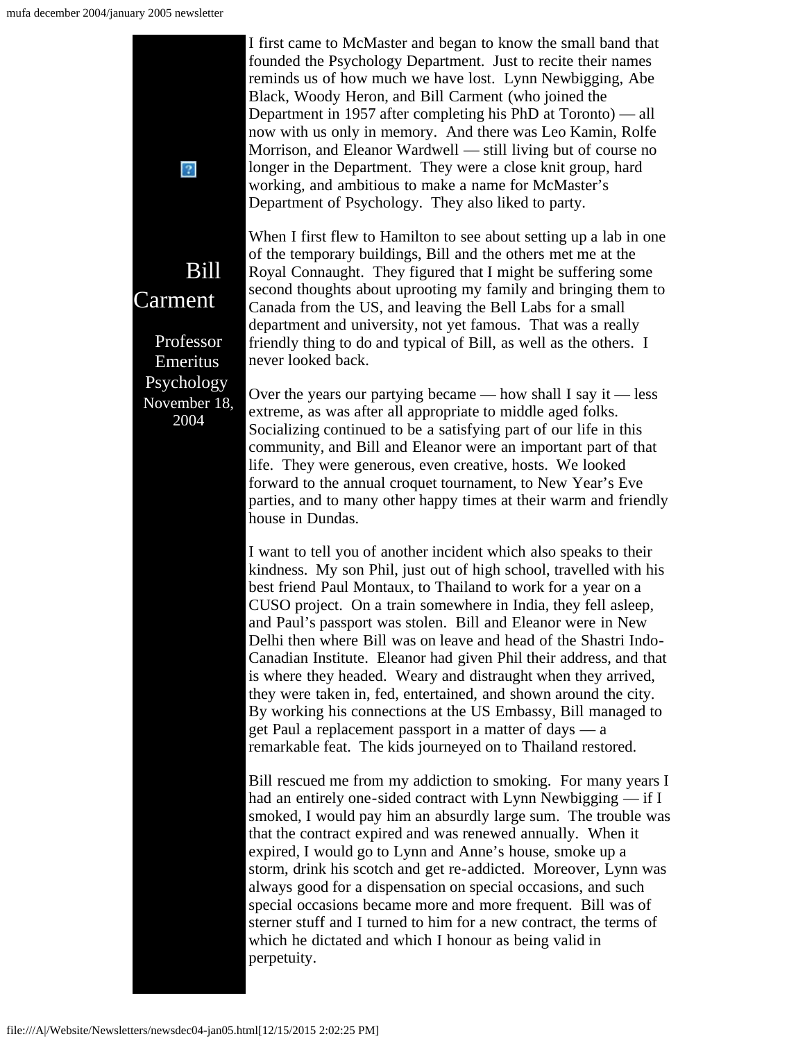**Bill Carment**

Professor Emeritus Psychology
November 18, 2004

I first came to McMaster and began to know the small band that founded the Psychology Department. Just to recite their names reminds us of how much we have lost. Lynn Newbigging, Abe Black, Woody Heron, and Bill Carment (who joined the Department in 1957 after completing his PhD at Toronto) — all now with us only in memory. And there was Leo Kamin, Rolfe Morrison, and Eleanor Wardwell — still living but of course no longer in the Department. They were a close knit group, hard working, and ambitious to make a name for McMaster's Department of Psychology. They also liked to party.

When I first flew to Hamilton to see about setting up a lab in one of the temporary buildings, Bill and the others met me at the Royal Connaught. They figured that I might be suffering some second thoughts about uprooting my family and bringing them to Canada from the US, and leaving the Bell Labs for a small department and university, not yet famous. That was a really friendly thing to do and typical of Bill, as well as the others. I never looked back.

Over the years our partying became — how shall I say it — less extreme, as was after all appropriate to middle aged folks. Socializing continued to be a satisfying part of our life in this community, and Bill and Eleanor were an important part of that life. They were generous, even creative, hosts. We looked forward to the annual croquet tournament, to New Year's Eve parties, and to many other happy times at their warm and friendly house in Dundas.

I want to tell you of another incident which also speaks to their kindness. My son Phil, just out of high school, travelled with his best friend Paul Montaux, to Thailand to work for a year on a CUSO project. On a train somewhere in India, they fell asleep, and Paul's passport was stolen. Bill and Eleanor were in New Delhi then where Bill was on leave and head of the Shastri Indo-Canadian Institute. Eleanor had given Phil their address, and that is where they headed. Weary and distraught when they arrived, they were taken in, fed, entertained, and shown around the city. By working his connections at the US Embassy, Bill managed to get Paul a replacement passport in a matter of days — a remarkable feat. The kids journeyed on to Thailand restored.

Bill rescued me from my addiction to smoking. For many years I had an entirely one-sided contract with Lynn Newbigging — if I smoked, I would pay him an absurdly large sum. The trouble was that the contract expired and was renewed annually. When it expired, I would go to Lynn and Anne's house, smoke up a storm, drink his scotch and get re-addicted. Moreover, Lynn was always good for a dispensation on special occasions, and such special occasions became more and more frequent. Bill was of sterner stuff and I turned to him for a new contract, the terms of which he dictated and which I honour as being valid in perpetuity.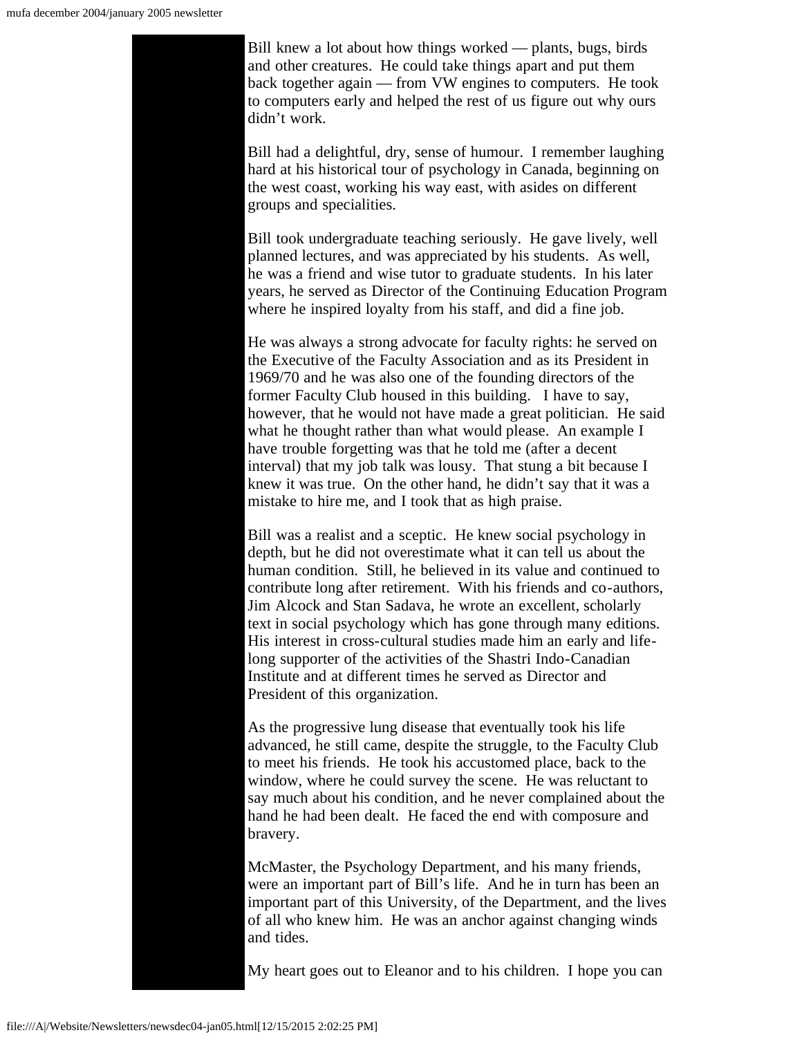Bill knew a lot about how things worked — plants, bugs, birds and other creatures. He could take things apart and put them back together again — from VW engines to computers. He took to computers early and helped the rest of us figure out why ours didn't work.

Bill had a delightful, dry, sense of humour. I remember laughing hard at his historical tour of psychology in Canada, beginning on the west coast, working his way east, with asides on different groups and specialities.

Bill took undergraduate teaching seriously. He gave lively, well planned lectures, and was appreciated by his students. As well, he was a friend and wise tutor to graduate students. In his later years, he served as Director of the Continuing Education Program where he inspired loyalty from his staff, and did a fine job.

He was always a strong advocate for faculty rights: he served on the Executive of the Faculty Association and as its President in 1969/70 and he was also one of the founding directors of the former Faculty Club housed in this building. I have to say, however, that he would not have made a great politician. He said what he thought rather than what would please. An example I have trouble forgetting was that he told me (after a decent interval) that my job talk was lousy. That stung a bit because I knew it was true. On the other hand, he didn't say that it was a mistake to hire me, and I took that as high praise.

Bill was a realist and a sceptic. He knew social psychology in depth, but he did not overestimate what it can tell us about the human condition. Still, he believed in its value and continued to contribute long after retirement. With his friends and co-authors, Jim Alcock and Stan Sadava, he wrote an excellent, scholarly text in social psychology which has gone through many editions. His interest in cross-cultural studies made him an early and life-long supporter of the activities of the Shastri Indo-Canadian Institute and at different times he served as Director and President of this organization.

As the progressive lung disease that eventually took his life advanced, he still came, despite the struggle, to the Faculty Club to meet his friends. He took his accustomed place, back to the window, where he could survey the scene. He was reluctant to say much about his condition, and he never complained about the hand he had been dealt. He faced the end with composure and bravery.

McMaster, the Psychology Department, and his many friends, were an important part of Bill's life. And he in turn has been an important part of this University, of the Department, and the lives of all who knew him. He was an anchor against changing winds and tides.

My heart goes out to Eleanor and to his children. I hope you can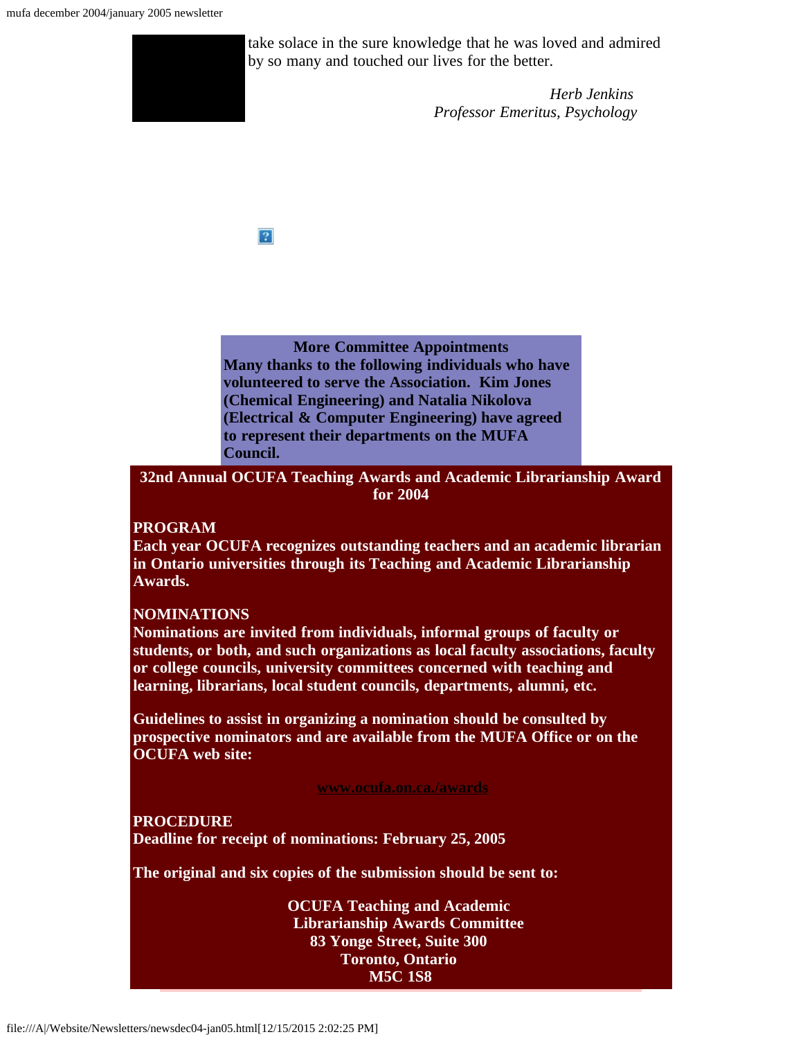take solace in the sure knowledge that he was loved and admired by so many and touched our lives for the better.

*Herb Jenkins*
*Professor Emeritus, Psychology*

**More Committee Appointments**

**Many thanks to the following individuals who have volunteered to serve the Association. Kim Jones (Chemical Engineering) and Natalia Nikolova (Electrical & Computer Engineering) have agreed to represent their departments on the MUFA Council.**

## 32nd Annual OCUFA Teaching Awards and Academic Librarianship Award for 2004

**PROGRAM**

**Each year OCUFA recognizes outstanding teachers and an academic librarian in Ontario universities through its Teaching and Academic Librarianship Awards.**

**NOMINATIONS**

**Nominations are invited from individuals, informal groups of faculty or students, or both, and such organizations as local faculty associations, faculty or college councils, university committees concerned with teaching and learning, librarians, local student councils, departments, alumni, etc.**

**Guidelines to assist in organizing a nomination should be consulted by prospective nominators and are available from the MUFA Office or on the OCUFA web site:**

**www.ocufa.on.ca./awards**

**PROCEDURE**

**Deadline for receipt of nominations: February 25, 2005**

**The original and six copies of the submission should be sent to:**

**OCUFA Teaching and Academic Librarianship Awards Committee**
**83 Yonge Street, Suite 300**
**Toronto, Ontario**
**M5C 1S8**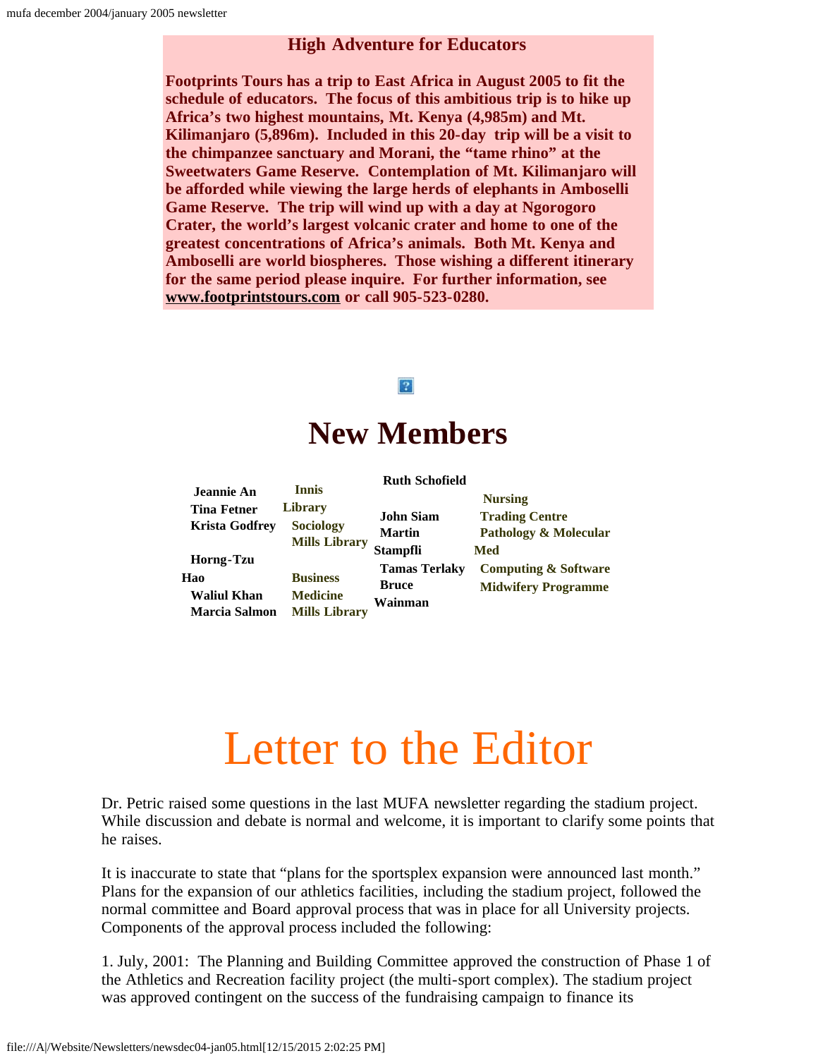## High Adventure for Educators

**Footprints Tours has a trip to East Africa in August 2005 to fit the schedule of educators. The focus of this ambitious trip is to hike up Africa's two highest mountains, Mt. Kenya (4,985m) and Mt. Kilimanjaro (5,896m). Included in this 20-day trip will be a visit to the chimpanzee sanctuary and Morani, the "tame rhino" at the Sweetwaters Game Reserve. Contemplation of Mt. Kilimanjaro will be afforded while viewing the large herds of elephants in Amboseli Game Reserve. The trip will wind up with a day at Ngorogoro Crater, the world's largest volcanic crater and home to one of the greatest concentrations of Africa's animals. Both Mt. Kenya and Amboseli are world biospheres. Those wishing a different itinerary for the same period please inquire. For further information, see www.footprintstours.com or call 905-523-0280.**

# New Members

| | | | |
|---|---|---|---|
| **Jeannie An** | **Innis Library** | **Ruth Schofield** | **Nursing** |
| **Tina Fetner** | **Sociology** | **John Siam** | **Trading Centre** |
| **Krista Godfrey** | **Mills Library** | **Martin Stampfli** | **Pathology & Molecular Med** |
| **Horng-Tzu Hao** | **Business** | **Tamas Terlaky** | **Computing & Software** |
| **Waliul Khan** | **Medicine** | **Bruce Wainman** | **Midwifery Programme** |
| **Marcia Salmon** | **Mills Library** | | |

# Letter to the Editor

Dr. Petric raised some questions in the last MUFA newsletter regarding the stadium project. While discussion and debate is normal and welcome, it is important to clarify some points that he raises.

It is inaccurate to state that "plans for the sportsplex expansion were announced last month." Plans for the expansion of our athletics facilities, including the stadium project, followed the normal committee and Board approval process that was in place for all University projects. Components of the approval process included the following:

1. July, 2001: The Planning and Building Committee approved the construction of Phase 1 of the Athletics and Recreation facility project (the multi-sport complex). The stadium project was approved contingent on the success of the fundraising campaign to finance its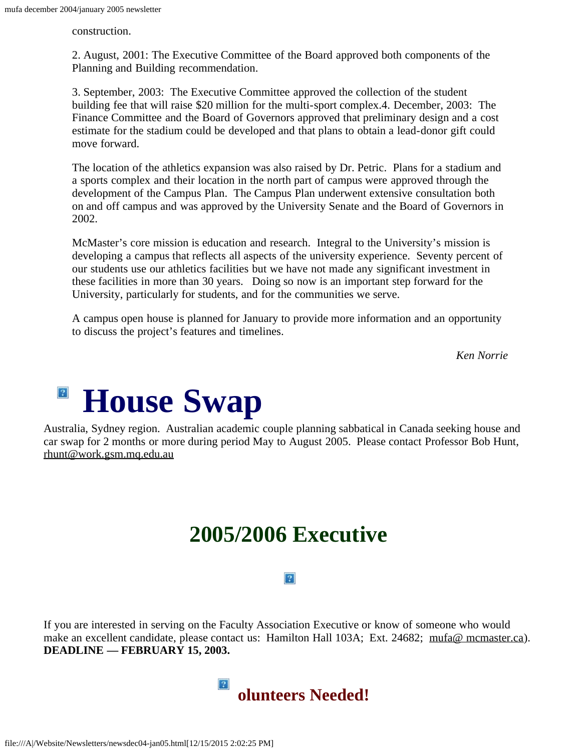construction.

2. August, 2001: The Executive Committee of the Board approved both components of the Planning and Building recommendation.

3. September, 2003: The Executive Committee approved the collection of the student building fee that will raise $20 million for the multi-sport complex.4. December, 2003: The Finance Committee and the Board of Governors approved that preliminary design and a cost estimate for the stadium could be developed and that plans to obtain a lead-donor gift could move forward.

The location of the athletics expansion was also raised by Dr. Petric. Plans for a stadium and a sports complex and their location in the north part of campus were approved through the development of the Campus Plan. The Campus Plan underwent extensive consultation both on and off campus and was approved by the University Senate and the Board of Governors in 2002.

McMaster's core mission is education and research. Integral to the University's mission is developing a campus that reflects all aspects of the university experience. Seventy percent of our students use our athletics facilities but we have not made any significant investment in these facilities in more than 30 years. Doing so now is an important step forward for the University, particularly for students, and for the communities we serve.

A campus open house is planned for January to provide more information and an opportunity to discuss the project's features and timelines.

*Ken Norrie*

# House Swap

Australia, Sydney region. Australian academic couple planning sabbatical in Canada seeking house and car swap for 2 months or more during period May to August 2005. Please contact Professor Bob Hunt, rhunt@work.gsm.mq.edu.au

## 2005/2006 Executive

If you are interested in serving on the Faculty Association Executive or know of someone who would make an excellent candidate, please contact us: Hamilton Hall 103A; Ext. 24682; mufa@ mcmaster.ca). **DEADLINE — FEBRUARY 15, 2003.**

## olunteers Needed!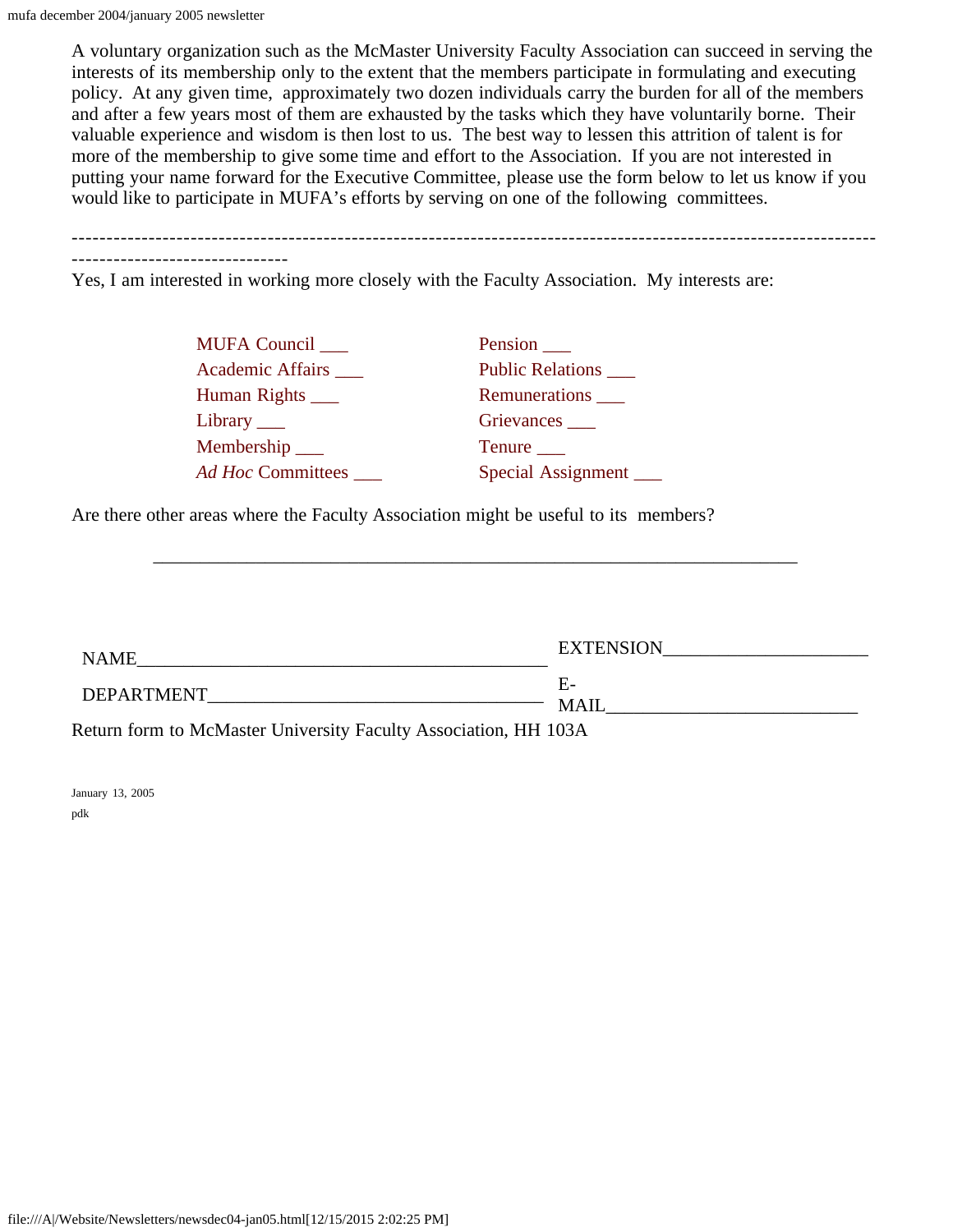A voluntary organization such as the McMaster University Faculty Association can succeed in serving the interests of its membership only to the extent that the members participate in formulating and executing policy. At any given time, approximately two dozen individuals carry the burden for all of the members and after a few years most of them are exhausted by the tasks which they have voluntarily borne. Their valuable experience and wisdom is then lost to us. The best way to lessen this attrition of talent is for more of the membership to give some time and effort to the Association. If you are not interested in putting your name forward for the Executive Committee, please use the form below to let us know if you would like to participate in MUFA's efforts by serving on one of the following committees.

---

Yes, I am interested in working more closely with the Faculty Association. My interests are:

| | |
|---|---|
| MUFA Council ___ | Pension ___ |
| Academic Affairs ___ | Public Relations ___ |
| Human Rights ___ | Remunerations ___ |
| Library ___ | Grievances ___ |
| Membership ___ | Tenure ___ |
| *Ad Hoc* Committees ___ | Special Assignment ___ |

Are there other areas where the Faculty Association might be useful to its members?

_______________________________________________________________

NAME_____________________________________________ EXTENSION_____________________

DEPARTMENT___________________________________ E-MAIL__________________________

Return form to McMaster University Faculty Association, HH 103A

January 13, 2005

pdk